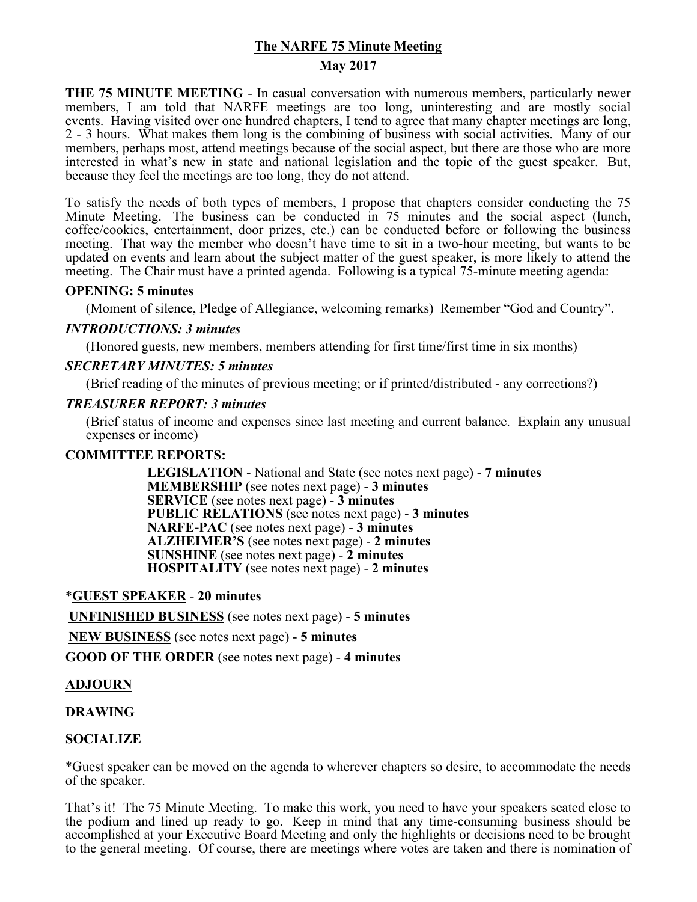# The NARFE 75 Minute Meeting

## May 2017

**THE 75 MINUTE MEETING** - In casual conversation with numerous members, particularly newer members, I am told that NARFE meetings are too long, uninteresting and are mostly social events. Having visited over one hundred chapters, I tend to agree that many chapter meetings are long, 2 - 3 hours. What makes them long is the combining of business with social activities. Many of our members, perhaps most, attend meetings because of the social aspect, but there are those who are more interested in what's new in state and national legislation and the topic of the guest speaker. But, because they feel the meetings are too long, they do not attend.

To satisfy the needs of both types of members, I propose that chapters consider conducting the 75 Minute Meeting. The business can be conducted in 75 minutes and the social aspect (lunch, coffee/cookies, entertainment, door prizes, etc.) can be conducted before or following the business meeting. That way the member who doesn't have time to sit in a two-hour meeting, but wants to be updated on events and learn about the subject matter of the guest speaker, is more likely to attend the meeting. The Chair must have a printed agenda. Following is a typical 75-minute meeting agenda:

**OPENING: 5 minutes**

(Moment of silence, Pledge of Allegiance, welcoming remarks) Remember "God and Country".

***INTRODUCTIONS: 3 minutes***

(Honored guests, new members, members attending for first time/first time in six months)

***SECRETARY MINUTES: 5 minutes***

(Brief reading of the minutes of previous meeting; or if printed/distributed - any corrections?)

***TREASURER REPORT: 3 minutes***

(Brief status of income and expenses since last meeting and current balance. Explain any unusual expenses or income)

**COMMITTEE REPORTS:**

- **LEGISLATION** - National and State (see notes next page) - **7 minutes**
- **MEMBERSHIP** (see notes next page) - **3 minutes**
- **SERVICE** (see notes next page) - **3 minutes**
- **PUBLIC RELATIONS** (see notes next page) - **3 minutes**
- **NARFE-PAC** (see notes next page) - **3 minutes**
- **ALZHEIMER'S** (see notes next page) - **2 minutes**
- **SUNSHINE** (see notes next page) - **2 minutes**
- **HOSPITALITY** (see notes next page) - **2 minutes**

***GUEST SPEAKER** - **20 minutes**

**UNFINISHED BUSINESS** (see notes next page) - **5 minutes**

**NEW BUSINESS** (see notes next page) - **5 minutes**

**GOOD OF THE ORDER** (see notes next page) - **4 minutes**

**ADJOURN**

**DRAWING**

**SOCIALIZE**

*Guest speaker can be moved on the agenda to wherever chapters so desire, to accommodate the needs of the speaker.

That's it! The 75 Minute Meeting. To make this work, you need to have your speakers seated close to the podium and lined up ready to go. Keep in mind that any time-consuming business should be accomplished at your Executive Board Meeting and only the highlights or decisions need to be brought to the general meeting. Of course, there are meetings where votes are taken and there is nomination of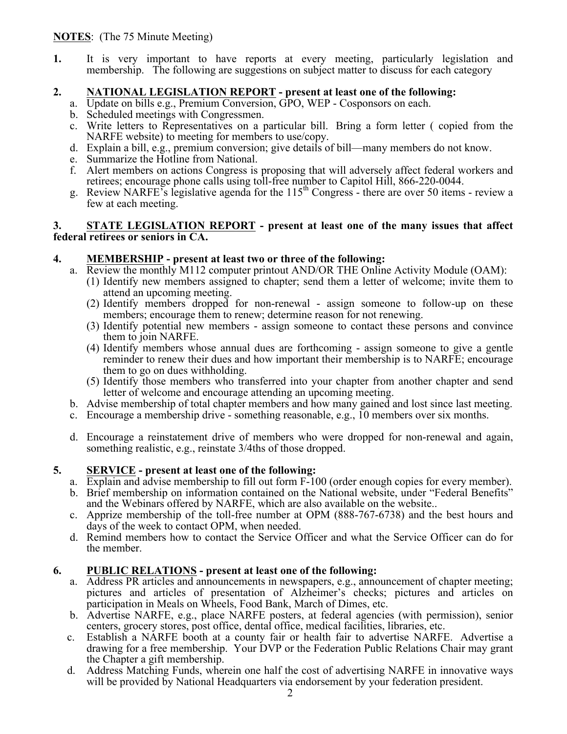**NOTES**: (The 75 Minute Meeting)

1. It is very important to have reports at every meeting, particularly legislation and membership. The following are suggestions on subject matter to discuss for each category

2. **NATIONAL LEGISLATION REPORT - present at least one of the following:**
   a. Update on bills e.g., Premium Conversion, GPO, WEP - Cosponsors on each.
   b. Scheduled meetings with Congressmen.
   c. Write letters to Representatives on a particular bill. Bring a form letter ( copied from the NARFE website) to meeting for members to use/copy.
   d. Explain a bill, e.g., premium conversion; give details of bill—many members do not know.
   e. Summarize the Hotline from National.
   f. Alert members on actions Congress is proposing that will adversely affect federal workers and retirees; encourage phone calls using toll-free number to Capitol Hill, 866-220-0044.
   g. Review NARFE's legislative agenda for the 115th Congress - there are over 50 items - review a few at each meeting.

3. **STATE LEGISLATION REPORT - present at least one of the many issues that affect federal retirees or seniors in CA.**

4. **MEMBERSHIP - present at least two or three of the following:**
   a. Review the monthly M112 computer printout AND/OR THE Online Activity Module (OAM):
      (1) Identify new members assigned to chapter; send them a letter of welcome; invite them to attend an upcoming meeting.
      (2) Identify members dropped for non-renewal - assign someone to follow-up on these members; encourage them to renew; determine reason for not renewing.
      (3) Identify potential new members - assign someone to contact these persons and convince them to join NARFE.
      (4) Identify members whose annual dues are forthcoming - assign someone to give a gentle reminder to renew their dues and how important their membership is to NARFE; encourage them to go on dues withholding.
      (5) Identify those members who transferred into your chapter from another chapter and send letter of welcome and encourage attending an upcoming meeting.
   b. Advise membership of total chapter members and how many gained and lost since last meeting.
   c. Encourage a membership drive - something reasonable, e.g., 10 members over six months.
   d. Encourage a reinstatement drive of members who were dropped for non-renewal and again, something realistic, e.g., reinstate 3/4ths of those dropped.

5. **SERVICE - present at least one of the following:**
   a. Explain and advise membership to fill out form F-100 (order enough copies for every member).
   b. Brief membership on information contained on the National website, under "Federal Benefits" and the Webinars offered by NARFE, which are also available on the website..
   c. Apprize membership of the toll-free number at OPM (888-767-6738) and the best hours and days of the week to contact OPM, when needed.
   d. Remind members how to contact the Service Officer and what the Service Officer can do for the member.

6. **PUBLIC RELATIONS - present at least one of the following:**
   a. Address PR articles and announcements in newspapers, e.g., announcement of chapter meeting; pictures and articles of presentation of Alzheimer's checks; pictures and articles on participation in Meals on Wheels, Food Bank, March of Dimes, etc.
   b. Advertise NARFE, e.g., place NARFE posters, at federal agencies (with permission), senior centers, grocery stores, post office, dental office, medical facilities, libraries, etc.
   c. Establish a NARFE booth at a county fair or health fair to advertise NARFE. Advertise a drawing for a free membership. Your DVP or the Federation Public Relations Chair may grant the Chapter a gift membership.
   d. Address Matching Funds, wherein one half the cost of advertising NARFE in innovative ways will be provided by National Headquarters via endorsement by your federation president.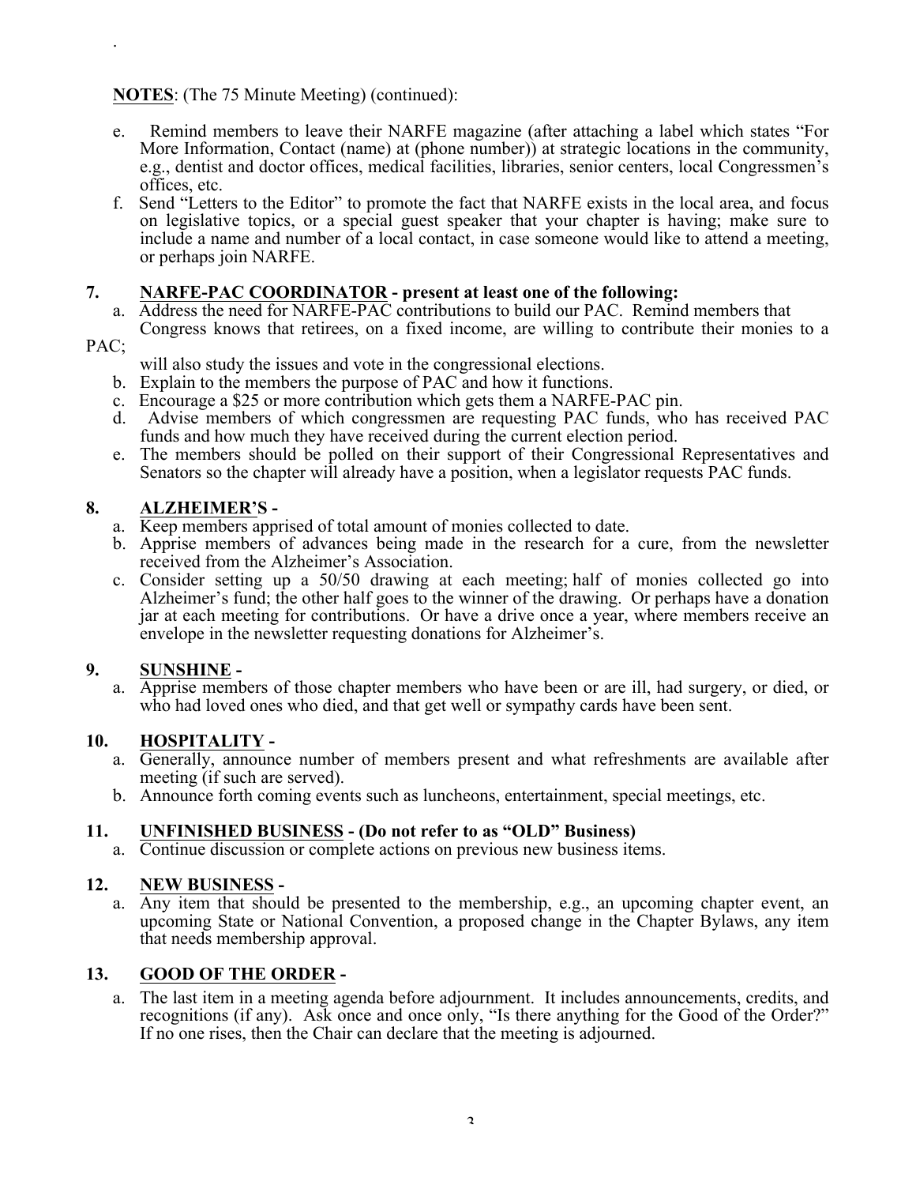**NOTES**: (The 75 Minute Meeting) (continued):

e. Remind members to leave their NARFE magazine (after attaching a label which states "For More Information, Contact (name) at (phone number)) at strategic locations in the community, e.g., dentist and doctor offices, medical facilities, libraries, senior centers, local Congressmen's offices, etc.

f. Send "Letters to the Editor" to promote the fact that NARFE exists in the local area, and focus on legislative topics, or a special guest speaker that your chapter is having; make sure to include a name and number of a local contact, in case someone would like to attend a meeting, or perhaps join NARFE.

**7. NARFE-PAC COORDINATOR - present at least one of the following:**

a. Address the need for NARFE-PAC contributions to build our PAC. Remind members that Congress knows that retirees, on a fixed income, are willing to contribute their monies to a PAC; will also study the issues and vote in the congressional elections.

b. Explain to the members the purpose of PAC and how it functions.

c. Encourage a $25 or more contribution which gets them a NARFE-PAC pin.

d. Advise members of which congressmen are requesting PAC funds, who has received PAC funds and how much they have received during the current election period.

e. The members should be polled on their support of their Congressional Representatives and Senators so the chapter will already have a position, when a legislator requests PAC funds.

**8. ALZHEIMER'S -**

a. Keep members apprised of total amount of monies collected to date.

b. Apprise members of advances being made in the research for a cure, from the newsletter received from the Alzheimer's Association.

c. Consider setting up a 50/50 drawing at each meeting; half of monies collected go into Alzheimer's fund; the other half goes to the winner of the drawing. Or perhaps have a donation jar at each meeting for contributions. Or have a drive once a year, where members receive an envelope in the newsletter requesting donations for Alzheimer's.

**9. SUNSHINE -**

a. Apprise members of those chapter members who have been or are ill, had surgery, or died, or who had loved ones who died, and that get well or sympathy cards have been sent.

**10. HOSPITALITY -**

a. Generally, announce number of members present and what refreshments are available after meeting (if such are served).

b. Announce forth coming events such as luncheons, entertainment, special meetings, etc.

**11. UNFINISHED BUSINESS - (Do not refer to as "OLD" Business)**

a. Continue discussion or complete actions on previous new business items.

**12. NEW BUSINESS -**

a. Any item that should be presented to the membership, e.g., an upcoming chapter event, an upcoming State or National Convention, a proposed change in the Chapter Bylaws, any item that needs membership approval.

**13. GOOD OF THE ORDER -**

a. The last item in a meeting agenda before adjournment. It includes announcements, credits, and recognitions (if any). Ask once and once only, "Is there anything for the Good of the Order?" If no one rises, then the Chair can declare that the meeting is adjourned.